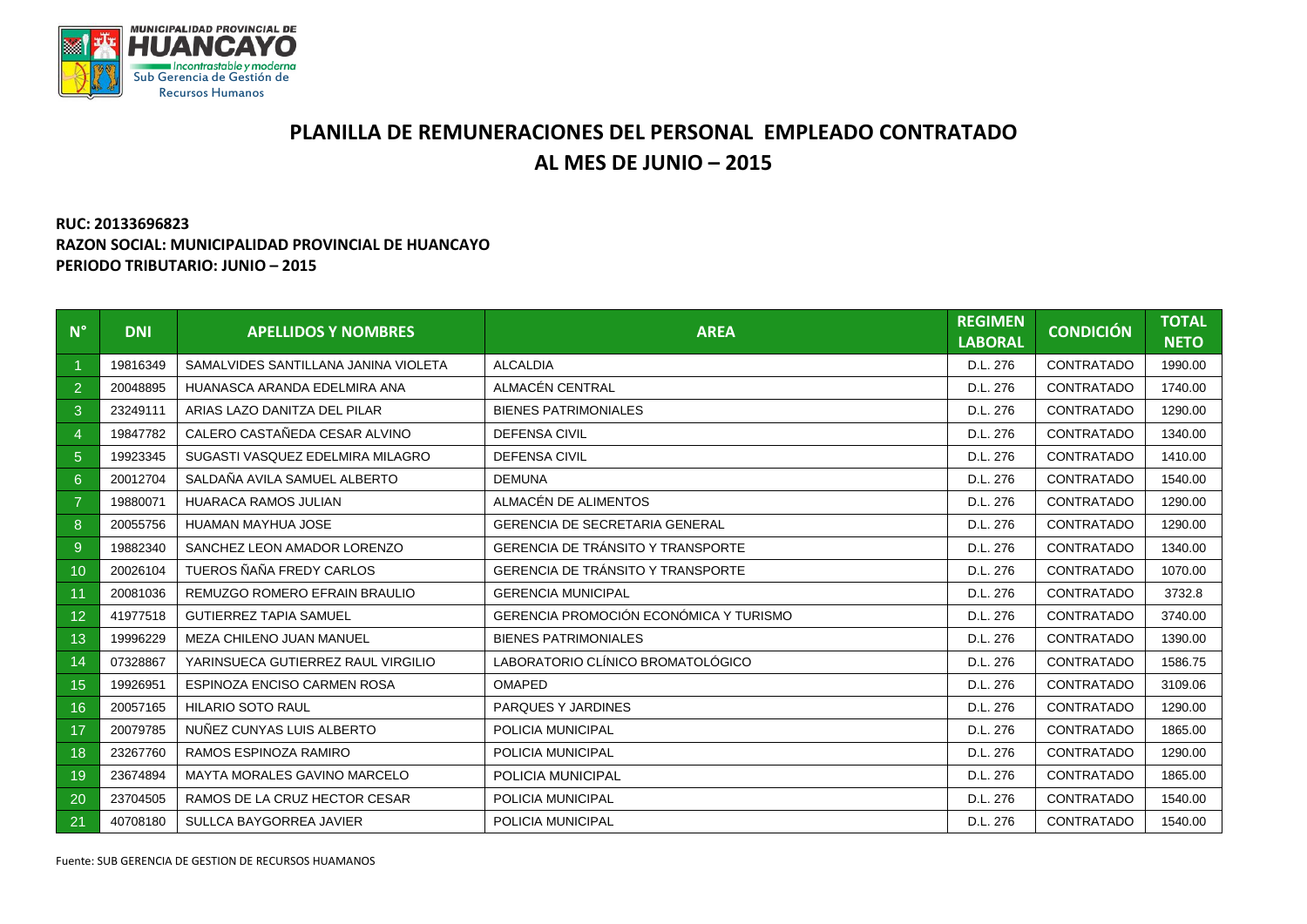MUNICIPALIDAD PROVINCIAL DE HUANCAYO
Incontrastable y moderna
Sub Gerencia de Gestión de Recursos Humanos

# PLANILLA DE REMUNERACIONES DEL PERSONAL EMPLEADO CONTRATADO AL MES DE JUNIO – 2015

**RUC: 20133696823**
**RAZON SOCIAL: MUNICIPALIDAD PROVINCIAL DE HUANCAYO**
**PERIODO TRIBUTARIO: JUNIO – 2015**

| N° | DNI | APELLIDOS Y NOMBRES | AREA | REGIMEN LABORAL | CONDICIÓN | TOTAL NETO |
|---|---|---|---|---|---|---|
| 1 | 19816349 | SAMALVIDES SANTILLANA JANINA VIOLETA | ALCALDIA | D.L. 276 | CONTRATADO | 1990.00 |
| 2 | 20048895 | HUANASCA ARANDA EDELMIRA ANA | ALMACÉN CENTRAL | D.L. 276 | CONTRATADO | 1740.00 |
| 3 | 23249111 | ARIAS LAZO DANITZA DEL PILAR | BIENES PATRIMONIALES | D.L. 276 | CONTRATADO | 1290.00 |
| 4 | 19847782 | CALERO CASTAÑEDA CESAR ALVINO | DEFENSA CIVIL | D.L. 276 | CONTRATADO | 1340.00 |
| 5 | 19923345 | SUGASTI VASQUEZ EDELMIRA MILAGRO | DEFENSA CIVIL | D.L. 276 | CONTRATADO | 1410.00 |
| 6 | 20012704 | SALDAÑA AVILA SAMUEL ALBERTO | DEMUNA | D.L. 276 | CONTRATADO | 1540.00 |
| 7 | 19880071 | HUARACA RAMOS JULIAN | ALMACÉN DE ALIMENTOS | D.L. 276 | CONTRATADO | 1290.00 |
| 8 | 20055756 | HUAMAN MAYHUA JOSE | GERENCIA DE SECRETARIA GENERAL | D.L. 276 | CONTRATADO | 1290.00 |
| 9 | 19882340 | SANCHEZ LEON AMADOR LORENZO | GERENCIA DE TRÁNSITO Y TRANSPORTE | D.L. 276 | CONTRATADO | 1340.00 |
| 10 | 20026104 | TUEROS ÑAÑA FREDY CARLOS | GERENCIA DE TRÁNSITO Y TRANSPORTE | D.L. 276 | CONTRATADO | 1070.00 |
| 11 | 20081036 | REMUZGO ROMERO EFRAIN BRAULIO | GERENCIA MUNICIPAL | D.L. 276 | CONTRATADO | 3732.8 |
| 12 | 41977518 | GUTIERREZ TAPIA SAMUEL | GERENCIA PROMOCIÓN ECONÓMICA Y TURISMO | D.L. 276 | CONTRATADO | 3740.00 |
| 13 | 19996229 | MEZA CHILENO JUAN MANUEL | BIENES PATRIMONIALES | D.L. 276 | CONTRATADO | 1390.00 |
| 14 | 07328867 | YARINSUECA GUTIERREZ RAUL VIRGILIO | LABORATORIO CLÍNICO BROMATOLÓGICO | D.L. 276 | CONTRATADO | 1586.75 |
| 15 | 19926951 | ESPINOZA ENCISO CARMEN ROSA | OMAPED | D.L. 276 | CONTRATADO | 3109.06 |
| 16 | 20057165 | HILARIO SOTO RAUL | PARQUES Y JARDINES | D.L. 276 | CONTRATADO | 1290.00 |
| 17 | 20079785 | NUÑEZ CUNYAS LUIS ALBERTO | POLICIA MUNICIPAL | D.L. 276 | CONTRATADO | 1865.00 |
| 18 | 23267760 | RAMOS ESPINOZA RAMIRO | POLICIA MUNICIPAL | D.L. 276 | CONTRATADO | 1290.00 |
| 19 | 23674894 | MAYTA MORALES GAVINO MARCELO | POLICIA MUNICIPAL | D.L. 276 | CONTRATADO | 1865.00 |
| 20 | 23704505 | RAMOS DE LA CRUZ HECTOR CESAR | POLICIA MUNICIPAL | D.L. 276 | CONTRATADO | 1540.00 |
| 21 | 40708180 | SULLCA BAYGORREA JAVIER | POLICIA MUNICIPAL | D.L. 276 | CONTRATADO | 1540.00 |

Fuente: SUB GERENCIA DE GESTION DE RECURSOS HUAMANOS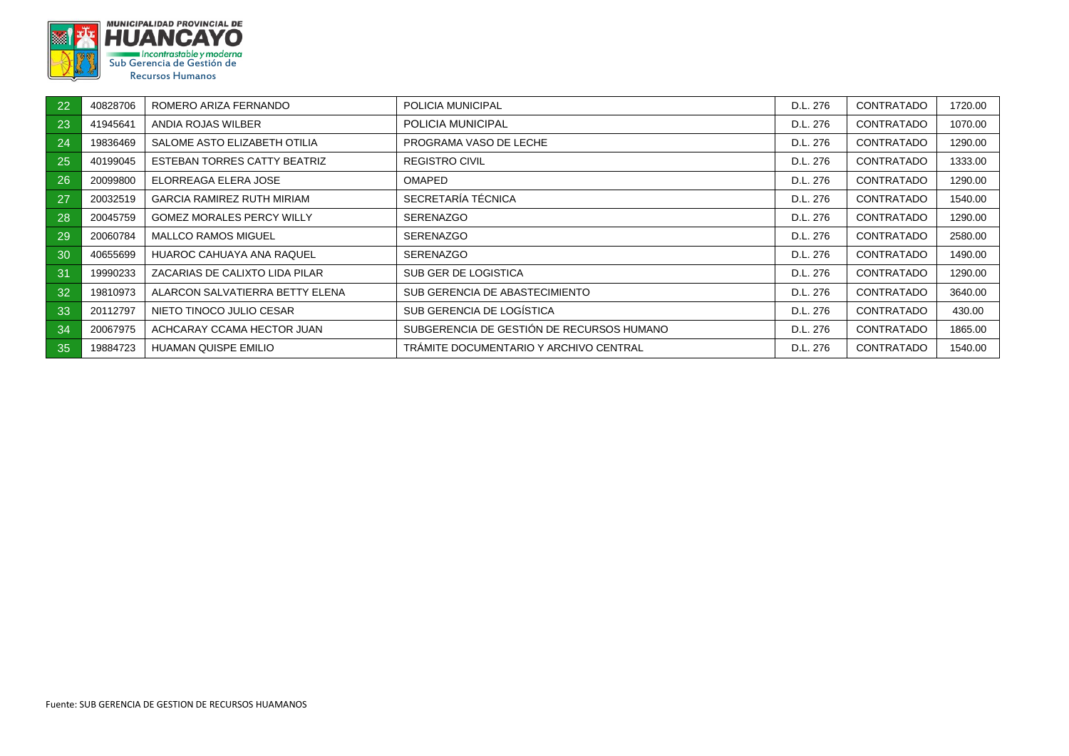MUNICIPALIDAD PROVINCIAL DE HUANCAYO
Incontrastable y moderna
Sub Gerencia de Gestión de Recursos Humanos

| | | | | | | |
|---|---|---|---|---|---|---|
| 22 | 40828706 | ROMERO ARIZA FERNANDO | POLICIA MUNICIPAL | D.L. 276 | CONTRATADO | 1720.00 |
| 23 | 41945641 | ANDIA ROJAS WILBER | POLICIA MUNICIPAL | D.L. 276 | CONTRATADO | 1070.00 |
| 24 | 19836469 | SALOME ASTO ELIZABETH OTILIA | PROGRAMA VASO DE LECHE | D.L. 276 | CONTRATADO | 1290.00 |
| 25 | 40199045 | ESTEBAN TORRES CATTY BEATRIZ | REGISTRO CIVIL | D.L. 276 | CONTRATADO | 1333.00 |
| 26 | 20099800 | ELORREAGA ELERA JOSE | OMAPED | D.L. 276 | CONTRATADO | 1290.00 |
| 27 | 20032519 | GARCIA RAMIREZ RUTH MIRIAM | SECRETARÍA TÉCNICA | D.L. 276 | CONTRATADO | 1540.00 |
| 28 | 20045759 | GOMEZ MORALES PERCY WILLY | SERENAZGO | D.L. 276 | CONTRATADO | 1290.00 |
| 29 | 20060784 | MALLCO RAMOS MIGUEL | SERENAZGO | D.L. 276 | CONTRATADO | 2580.00 |
| 30 | 40655699 | HUAROC CAHUAYA ANA RAQUEL | SERENAZGO | D.L. 276 | CONTRATADO | 1490.00 |
| 31 | 19990233 | ZACARIAS DE CALIXTO LIDA PILAR | SUB GER DE LOGISTICA | D.L. 276 | CONTRATADO | 1290.00 |
| 32 | 19810973 | ALARCON SALVATIERRA BETTY ELENA | SUB GERENCIA DE ABASTECIMIENTO | D.L. 276 | CONTRATADO | 3640.00 |
| 33 | 20112797 | NIETO TINOCO JULIO CESAR | SUB GERENCIA DE LOGÍSTICA | D.L. 276 | CONTRATADO | 430.00 |
| 34 | 20067975 | ACHCARAY CCAMA HECTOR JUAN | SUBGERENCIA DE GESTIÓN DE RECURSOS HUMANO | D.L. 276 | CONTRATADO | 1865.00 |
| 35 | 19884723 | HUAMAN QUISPE EMILIO | TRÁMITE DOCUMENTARIO Y ARCHIVO CENTRAL | D.L. 276 | CONTRATADO | 1540.00 |

Fuente: SUB GERENCIA DE GESTION DE RECURSOS HUAMANOS